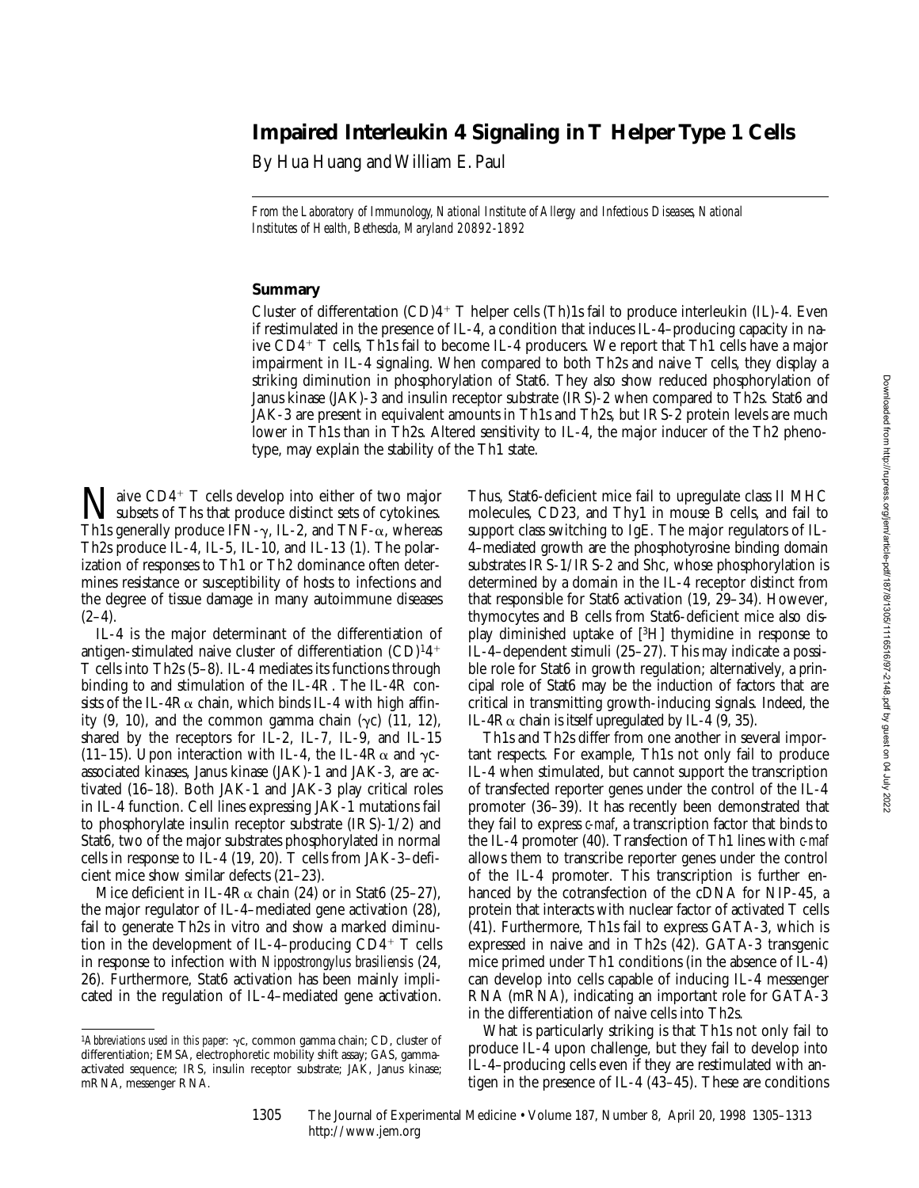# Impaired Interleukin 4 Signaling in T Helper Type 1 Cells

By Hua Huang and William E. Paul

*From the Laboratory of Immunology, National Institute of Allergy and Infectious Diseases, National Institutes of Health, Bethesda, Maryland 20892-1892*

## Summary

Cluster of differentiation (CD)4+ T helper cells (Th)1s fail to produce interleukin (IL)-4. Even if restimulated in the presence of IL-4, a condition that induces IL-4–producing capacity in naive CD4+ T cells, Th1s fail to become IL-4 producers. We report that Th1 cells have a major impairment in IL-4 signaling. When compared to both Th2s and naive T cells, they display a striking diminution in phosphorylation of Stat6. They also show reduced phosphorylation of Janus kinase (JAK)-3 and insulin receptor substrate (IRS)-2 when compared to Th2s. Stat6 and JAK-3 are present in equivalent amounts in Th1s and Th2s, but IRS-2 protein levels are much lower in Th1s than in Th2s. Altered sensitivity to IL-4, the major inducer of the Th2 phenotype, may explain the stability of the Th1 state.

Naive CD4+ T cells develop into either of two major subsets of Ths that produce distinct sets of cytokines. Th1s generally produce IFN-γ, IL-2, and TNF-α, whereas Th2s produce IL-4, IL-5, IL-10, and IL-13 (1). The polarization of responses to Th1 or Th2 dominance often determines resistance or susceptibility of hosts to infections and the degree of tissue damage in many autoimmune diseases (2–4).

IL-4 is the major determinant of the differentiation of antigen-stimulated naive cluster of differentiation (CD)[1]4+ T cells into Th2s (5–8). IL-4 mediates its functions through binding to and stimulation of the IL-4R. The IL-4R consists of the IL-4Rα chain, which binds IL-4 with high affinity (9, 10), and the common gamma chain (γc) (11, 12), shared by the receptors for IL-2, IL-7, IL-9, and IL-15 (11–15). Upon interaction with IL-4, the IL-4Rα and γc-associated kinases, Janus kinase (JAK)-1 and JAK-3, are activated (16–18). Both JAK-1 and JAK-3 play critical roles in IL-4 function. Cell lines expressing JAK-1 mutations fail to phosphorylate insulin receptor substrate (IRS)-1/2) and Stat6, two of the major substrates phosphorylated in normal cells in response to IL-4 (19, 20). T cells from JAK-3–deficient mice show similar defects (21–23).

Mice deficient in IL-4Rα chain (24) or in Stat6 (25–27), the major regulator of IL-4–mediated gene activation (28), fail to generate Th2s in vitro and show a marked diminution in the development of IL-4–producing CD4+ T cells in response to infection with *Nippostrongylus brasiliensis* (24, 26). Furthermore, Stat6 activation has been mainly implicated in the regulation of IL-4–mediated gene activation. Thus, Stat6-deficient mice fail to upregulate class II MHC molecules, CD23, and Thy1 in mouse B cells, and fail to support class switching to IgE. The major regulators of IL-4–mediated growth are the phosphotyrosine binding domain substrates IRS-1/IRS-2 and Shc, whose phosphorylation is determined by a domain in the IL-4 receptor distinct from that responsible for Stat6 activation (19, 29–34). However, thymocytes and B cells from Stat6-deficient mice also display diminished uptake of [$^3$H] thymidine in response to IL-4–dependent stimuli (25–27). This may indicate a possible role for Stat6 in growth regulation; alternatively, a principal role of Stat6 may be the induction of factors that are critical in transmitting growth-inducing signals. Indeed, the IL-4Rα chain is itself upregulated by IL-4 (9, 35).

Th1s and Th2s differ from one another in several important respects. For example, Th1s not only fail to produce IL-4 when stimulated, but cannot support the transcription of transfected reporter genes under the control of the IL-4 promoter (36–39). It has recently been demonstrated that they fail to express *c-maf*, a transcription factor that binds to the IL-4 promoter (40). Transfection of Th1 lines with *c-maf* allows them to transcribe reporter genes under the control of the IL-4 promoter. This transcription is further enhanced by the cotransfection of the cDNA for NIP-45, a protein that interacts with nuclear factor of activated T cells (41). Furthermore, Th1s fail to express GATA-3, which is expressed in naive and in Th2s (42). GATA-3 transgenic mice primed under Th1 conditions (in the absence of IL-4) can develop into cells capable of inducing IL-4 messenger RNA (mRNA), indicating an important role for GATA-3 in the differentiation of naive cells into Th2s.

What is particularly striking is that Th1s not only fail to produce IL-4 upon challenge, but they fail to develop into IL-4–producing cells even if they are restimulated with antigen in the presence of IL-4 (43–45). These are conditions

[1]*Abbreviations used in this paper:* γc, common gamma chain; CD, cluster of differentiation; EMSA, electrophoretic mobility shift assay; GAS, gamma-activated sequence; IRS, insulin receptor substrate; JAK, Janus kinase; mRNA, messenger RNA.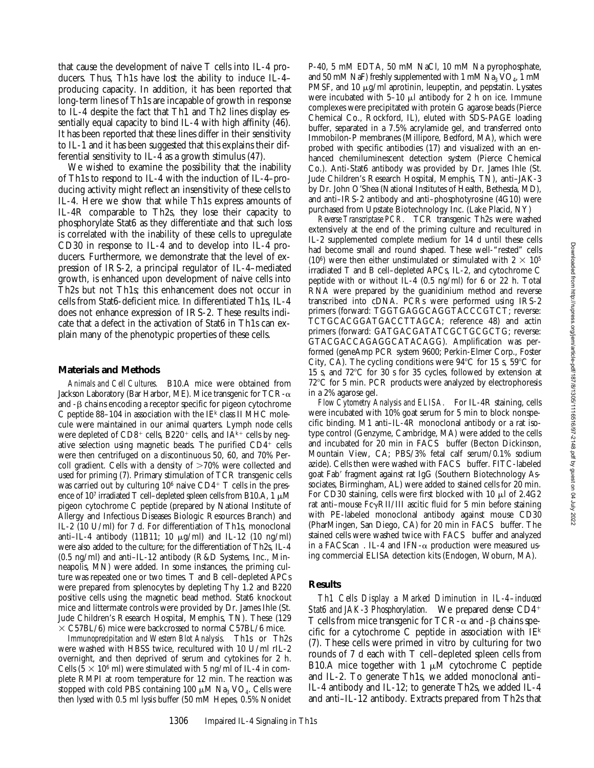that cause the development of naive T cells into IL-4 producers. Thus, Th1s have lost the ability to induce IL-4–producing capacity. In addition, it has been reported that long-term lines of Th1s are incapable of growth in response to IL-4 despite the fact that Th1 and Th2 lines display essentially equal capacity to bind IL-4 with high affinity (46). It has been reported that these lines differ in their sensitivity to IL-1 and it has been suggested that this explains their differential sensitivity to IL-4 as a growth stimulus (47).

We wished to examine the possibility that the inability of Th1s to respond to IL-4 with the induction of IL-4–producing activity might reflect an insensitivity of these cells to IL-4. Here we show that while Th1s express amounts of IL-4R comparable to Th2s, they lose their capacity to phosphorylate Stat6 as they differentiate and that such loss is correlated with the inability of these cells to upregulate CD30 in response to IL-4 and to develop into IL-4 producers. Furthermore, we demonstrate that the level of expression of IRS-2, a principal regulator of IL-4–mediated growth, is enhanced upon development of naive cells into Th2s but not Th1s; this enhancement does not occur in cells from Stat6-deficient mice. In differentiated Th1s, IL-4 does not enhance expression of IRS-2. These results indicate that a defect in the activation of Stat6 in Th1s can explain many of the phenotypic properties of these cells.

## Materials and Methods

*Animals and Cell Cultures.* B10.A mice were obtained from Jackson Laboratory (Bar Harbor, ME). Mice transgenic for TCR-α and -β chains encoding a receptor specific for pigeon cytochrome C peptide 88–104 in association with the IE$^k$ class II MHC molecule were maintained in our animal quarters. Lymph node cells were depleted of CD8$^+$ cells, B220$^+$ cells, and IA$^{k+}$ cells by negative selection using magnetic beads. The purified CD4$^+$ cells were then centrifuged on a discontinuous 50, 60, and 70% Percoll gradient. Cells with a density of >70% were collected and used for priming (7). Primary stimulation of TCR transgenic cells was carried out by culturing $10^6$ naive CD4$^+$ T cells in the presence of $10^7$ irradiated T cell–depleted spleen cells from B10.A, 1 μM pigeon cytochrome C peptide (prepared by National Institute of Allergy and Infectious Diseases Biologic Resources Branch) and IL-2 (10 U/ml) for 7 d. For differentiation of Th1s, monoclonal anti–IL-4 antibody (11B11; 10 μg/ml) and IL-12 (10 ng/ml) were also added to the culture; for the differentiation of Th2s, IL-4 (0.5 ng/ml) and anti–IL-12 antibody (R&D Systems, Inc., Minneapolis, MN) were added. In some instances, the priming culture was repeated one or two times. T and B cell–depleted APCs were prepared from splenocytes by depleting Thy 1.2 and B220 positive cells using the magnetic bead method. Stat6 knockout mice and littermate controls were provided by Dr. James Ihle (St. Jude Children's Research Hospital, Memphis, TN). These (129 × C57BL/6) mice were backcrossed to normal C57BL/6 mice.

*Immunoprecipitation and Western Blot Analysis.* Th1s or Th2s were washed with HBSS twice, recultured with 10 U/ml rIL-2 overnight, and then deprived of serum and cytokines for 2 h. Cells (5 × $10^6$ ml) were stimulated with 5 ng/ml of IL-4 in complete RMPI at room temperature for 12 min. The reaction was stopped with cold PBS containing 100 μM $Na_3VO_4$. Cells were then lysed with 0.5 ml lysis buffer (50 mM Hepes, 0.5% Nonidet P-40, 5 mM EDTA, 50 mM NaCl, 10 mM Na pyrophosphate, and 50 mM NaF) freshly supplemented with 1 mM $Na_3VO_4$, 1 mM PMSF, and 10 μg/ml aprotinin, leupeptin, and pepstatin. Lysates were incubated with 5–10 μl antibody for 2 h on ice. Immune complexes were precipitated with protein G agarose beads (Pierce Chemical Co., Rockford, IL), eluted with SDS-PAGE loading buffer, separated in a 7.5% acrylamide gel, and transferred onto Immobilon-P membranes (Millipore, Bedford, MA), which were probed with specific antibodies (17) and visualized with an enhanced chemiluminescent detection system (Pierce Chemical Co.). Anti-Stat6 antibody was provided by Dr. James Ihle (St. Jude Children's Research Hospital, Memphis, TN), anti–JAK-3 by Dr. John O'Shea (National Institutes of Health, Bethesda, MD), and anti–IRS-2 antibody and anti–phosphotyrosine (4G10) were purchased from Upstate Biotechnology Inc. (Lake Placid, NY)

*Reverse Transcriptase PCR.* TCR transgenic Th2s were washed extensively at the end of the priming culture and recultured in IL-2 supplemented complete medium for 14 d until these cells had become small and round shaped. These well-"rested" cells ($10^6$) were then either unstimulated or stimulated with 2 × $10^5$ irradiated T and B cell–depleted APCs, IL-2, and cytochrome C peptide with or without IL-4 (0.5 ng/ml) for 6 or 22 h. Total RNA were prepared by the guanidinium method and reverse transcribed into cDNA. PCRs were performed using IRS-2 primers (forward: TGGTGAGGCAGGTACCCGTCT; reverse: TCTGCACGGATGACCTTAGCA; reference 48) and actin primers (forward: GATGACGATATCGCTGCGCTG; reverse: GTACGACCAGAGGCATACAGG). Amplification was performed (geneAmp PCR system 9600; Perkin-Elmer Corp., Foster City, CA). The cycling conditions were 94°C for 15 s, 59°C for 15 s, and 72°C for 30 s for 35 cycles, followed by extension at 72°C for 5 min. PCR products were analyzed by electrophoresis in a 2% agarose gel.

*Flow Cytometry Analysis and ELISA.* For IL-4R staining, cells were incubated with 10% goat serum for 5 min to block nonspecific binding. M1 anti–IL-4R monoclonal antibody or a rat isotype control (Genzyme, Cambridge, MA) were added to the cells and incubated for 20 min in FACS buffer (Becton Dickinson, Mountain View, CA; PBS/3% fetal calf serum/0.1% sodium azide). Cells then were washed with FACS buffer. FITC-labeled goat Fab′ fragment against rat IgG (Southern Biotechnology Associates, Birmingham, AL) were added to stained cells for 20 min. For CD30 staining, cells were first blocked with 10 μl of 2.4G2 rat anti–mouse FcγRII/III ascitic fluid for 5 min before staining with PE-labeled monoclonal antibody against mouse CD30 (PharMingen, San Diego, CA) for 20 min in FACS buffer. The stained cells were washed twice with FACS buffer and analyzed in a FACScan. IL-4 and IFN-α production were measured using commercial ELISA detection kits (Endogen, Woburn, MA).

## Results

*Th1 Cells Display a Marked Diminution in IL-4–induced Stat6 and JAK-3 Phosphorylation.* We prepared dense CD4$^+$ T cells from mice transgenic for TCR-α and -β chains specific for a cytochrome C peptide in association with IE$^k$ (7). These cells were primed in vitro by culturing for two rounds of 7 d each with T cell–depleted spleen cells from B10.A mice together with 1 μM cytochrome C peptide and IL-2. To generate Th1s, we added monoclonal anti–IL-4 antibody and IL-12; to generate Th2s, we added IL-4 and anti–IL-12 antibody. Extracts prepared from Th2s that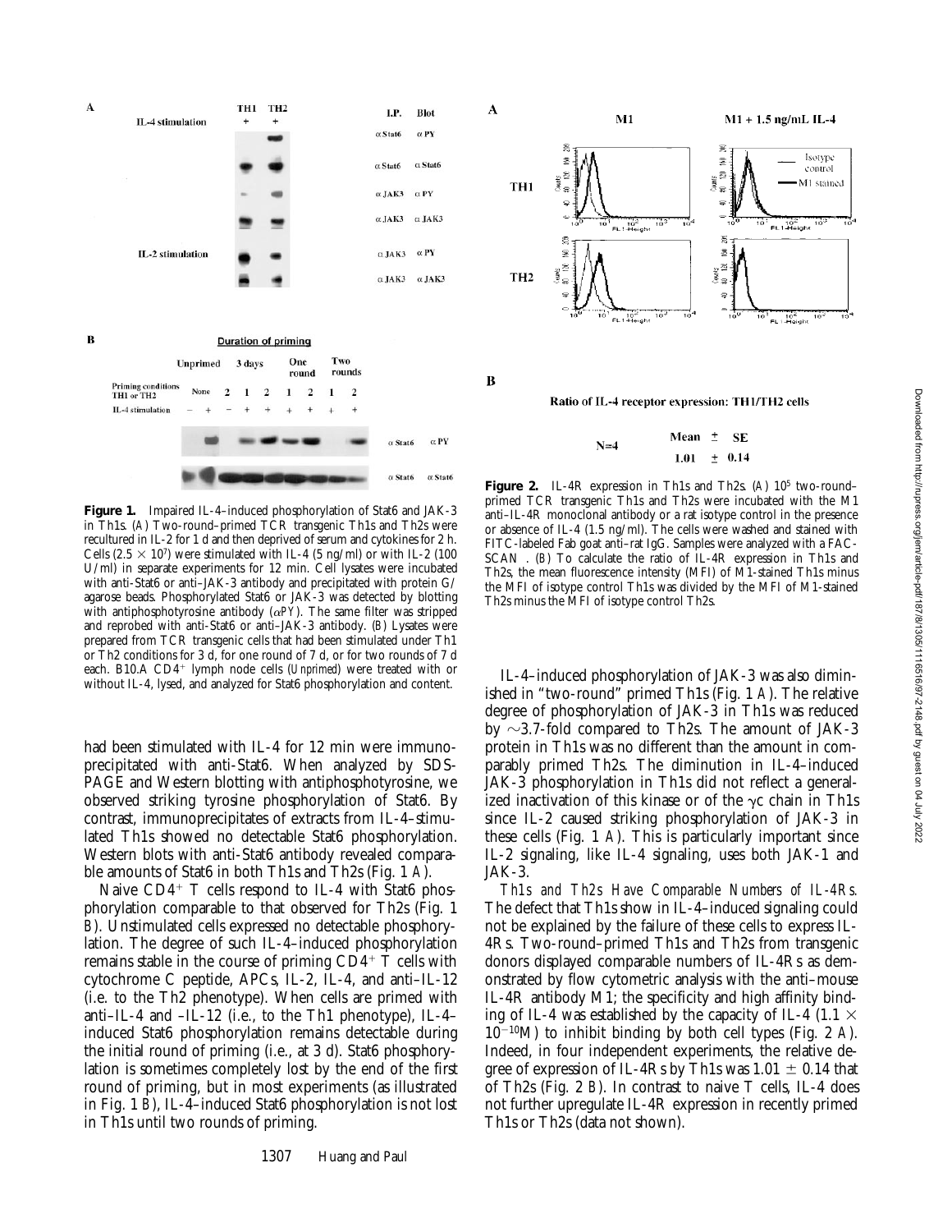**Figure 1.** Impaired IL-4–induced phosphorylation of Stat6 and JAK-3 in Th1s. (*A*) Two-round–primed TCR transgenic Th1s and Th2s were recultured in IL-2 for 1 d and then deprived of serum and cytokines for 2 h. Cells ($2.5 \times 10^7$) were stimulated with IL-4 (5 ng/ml) or with IL-2 (100 U/ml) in separate experiments for 12 min. Cell lysates were incubated with anti-Stat6 or anti–JAK-3 antibody and precipitated with protein G/agarose beads. Phosphorylated Stat6 or JAK-3 was detected by blotting with antiphosphotyrosine antibody ($\alpha PY$). The same filter was stripped and reprobed with anti-Stat6 or anti–JAK-3 antibody. (*B*) Lysates were prepared from TCR transgenic cells that had been stimulated under Th1 or Th2 conditions for 3 d, for one round of 7 d, or for two rounds of 7 d each. B10.A $CD4^+$ lymph node cells (*Unprimed*) were treated with or without IL-4, lysed, and analyzed for Stat6 phosphorylation and content.

**Figure 2.** IL-4R expression in Th1s and Th2s. (*A*) $10^5$ two-round–primed TCR transgenic Th1s and Th2s were incubated with the M1 anti–IL-4R monoclonal antibody or a rat isotype control in the presence or absence of IL-4 (1.5 ng/ml). The cells were washed and stained with FITC-labeled Fab goat anti–rat IgG. Samples were analyzed with a FACSCAN®. (*B*) To calculate the ratio of IL-4R expression in Th1s and Th2s, the mean fluorescence intensity (MFI) of M1-stained Th1s minus the MFI of isotype control Th1s was divided by the MFI of M1-stained Th2s minus the MFI of isotype control Th2s.

had been stimulated with IL-4 for 12 min were immunoprecipitated with anti-Stat6. When analyzed by SDS-PAGE and Western blotting with antiphosphotyrosine, we observed striking tyrosine phosphorylation of Stat6. By contrast, immunoprecipitates of extracts from IL-4–stimulated Th1s showed no detectable Stat6 phosphorylation. Western blots with anti-Stat6 antibody revealed comparable amounts of Stat6 in both Th1s and Th2s (Fig. 1 *A*).

Naive $CD4^+$ T cells respond to IL-4 with Stat6 phosphorylation comparable to that observed for Th2s (Fig. 1 *B*). Unstimulated cells expressed no detectable phosphorylation. The degree of such IL-4–induced phosphorylation remains stable in the course of priming $CD4^+$ T cells with cytochrome C peptide, APCs, IL-2, IL-4, and anti–IL-12 (i.e. to the Th2 phenotype). When cells are primed with anti–IL-4 and –IL-12 (i.e., to the Th1 phenotype), IL-4–induced Stat6 phosphorylation remains detectable during the initial round of priming (i.e., at 3 d). Stat6 phosphorylation is sometimes completely lost by the end of the first round of priming, but in most experiments (as illustrated in Fig. 1 *B*), IL-4–induced Stat6 phosphorylation is not lost in Th1s until two rounds of priming.

IL-4–induced phosphorylation of JAK-3 was also diminished in "two-round" primed Th1s (Fig. 1 *A*). The relative degree of phosphorylation of JAK-3 in Th1s was reduced by ~3.7-fold compared to Th2s. The amount of JAK-3 protein in Th1s was no different than the amount in comparably primed Th2s. The diminution in IL-4–induced JAK-3 phosphorylation in Th1s did not reflect a generalized inactivation of this kinase or of the $\gamma c$ chain in Th1s since IL-2 caused striking phosphorylation of JAK-3 in these cells (Fig. 1 *A*). This is particularly important since IL-2 signaling, like IL-4 signaling, uses both JAK-1 and JAK-3.

*Th1s and Th2s Have Comparable Numbers of IL-4Rs.* The defect that Th1s show in IL-4–induced signaling could not be explained by the failure of these cells to express IL-4Rs. Two-round–primed Th1s and Th2s from transgenic donors displayed comparable numbers of IL-4Rs as demonstrated by flow cytometric analysis with the anti–mouse IL-4R antibody M1; the specificity and high affinity binding of IL-4 was established by the capacity of IL-4 ($1.1 \times 10^{-10}$M) to inhibit binding by both cell types (Fig. 2 *A*). Indeed, in four independent experiments, the relative degree of expression of IL-4Rs by Th1s was $1.01 \pm 0.14$ that of Th2s (Fig. 2 *B*). In contrast to naive T cells, IL-4 does not further upregulate IL-4R expression in recently primed Th1s or Th2s (data not shown).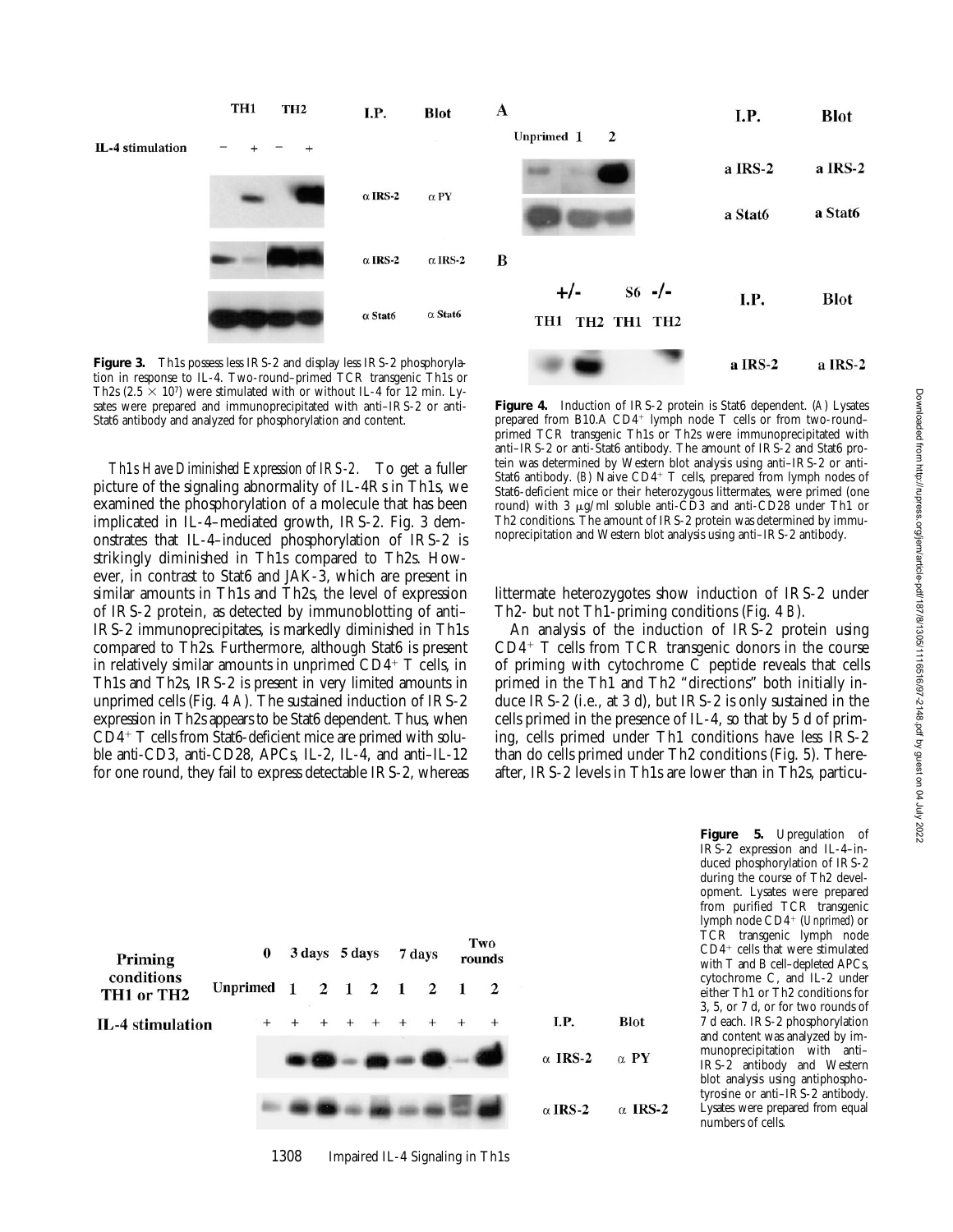**Figure 3.** Th1s possess less IRS-2 and display less IRS-2 phosphorylation in response to IL-4. Two-round–primed TCR transgenic Th1s or Th2s ($2.5 \times 10^7$) were stimulated with or without IL-4 for 12 min. Lysates were prepared and immunoprecipitated with anti–IRS-2 or anti-Stat6 antibody and analyzed for phosphorylation and content.

**Figure 4.** Induction of IRS-2 protein is Stat6 dependent. (*A*) Lysates prepared from B10.A CD4+ lymph node T cells or from two-round–primed TCR transgenic Th1s or Th2s were immunoprecipitated with anti–IRS-2 or anti-Stat6 antibody. The amount of IRS-2 and Stat6 protein was determined by Western blot analysis using anti–IRS-2 or anti-Stat6 antibody. (*B*) Naive CD4+ T cells, prepared from lymph nodes of Stat6-deficient mice or their heterozygous littermates, were primed (one round) with 3 μg/ml soluble anti-CD3 and anti-CD28 under Th1 or Th2 conditions. The amount of IRS-2 protein was determined by immunoprecipitation and Western blot analysis using anti–IRS-2 antibody.

*Th1s Have Diminished Expression of IRS-2.* To get a fuller picture of the signaling abnormality of IL-4Rs in Th1s, we examined the phosphorylation of a molecule that has been implicated in IL-4–mediated growth, IRS-2. Fig. 3 demonstrates that IL-4–induced phosphorylation of IRS-2 is strikingly diminished in Th1s compared to Th2s. However, in contrast to Stat6 and JAK-3, which are present in similar amounts in Th1s and Th2s, the level of expression of IRS-2 protein, as detected by immunoblotting of anti–IRS-2 immunoprecipitates, is markedly diminished in Th1s compared to Th2s. Furthermore, although Stat6 is present in relatively similar amounts in unprimed CD4+ T cells, in Th1s and Th2s, IRS-2 is present in very limited amounts in unprimed cells (Fig. 4 *A*). The sustained induction of IRS-2 expression in Th2s appears to be Stat6 dependent. Thus, when CD4+ T cells from Stat6-deficient mice are primed with soluble anti-CD3, anti-CD28, APCs, IL-2, IL-4, and anti–IL-12 for one round, they fail to express detectable IRS-2, whereas littermate heterozygotes show induction of IRS-2 under Th2- but not Th1-priming conditions (Fig. 4 *B*).

An analysis of the induction of IRS-2 protein using CD4+ T cells from TCR transgenic donors in the course of priming with cytochrome C peptide reveals that cells primed in the Th1 and Th2 "directions" both initially induce IRS-2 (i.e., at 3 d), but IRS-2 is only sustained in the cells primed in the presence of IL-4, so that by 5 d of priming, cells primed under Th1 conditions have less IRS-2 than do cells primed under Th2 conditions (Fig. 5). Thereafter, IRS-2 levels in Th1s are lower than in Th2s, particu-

**Figure 5.** Upregulation of IRS-2 expression and IL-4–induced phosphorylation of IRS-2 during the course of Th2 development. Lysates were prepared from purified TCR transgenic lymph node CD4+ (*Unprimed*) or TCR transgenic lymph node CD4+ cells that were stimulated with T and B cell–depleted APCs, cytochrome C, and IL-2 under either Th1 or Th2 conditions for 3, 5, or 7 d, or for two rounds of 7 d each. IRS-2 phosphorylation and content was analyzed by immunoprecipitation with anti–IRS-2 antibody and Western blot analysis using antiphosphotyrosine or anti–IRS-2 antibody. Lysates were prepared from equal numbers of cells.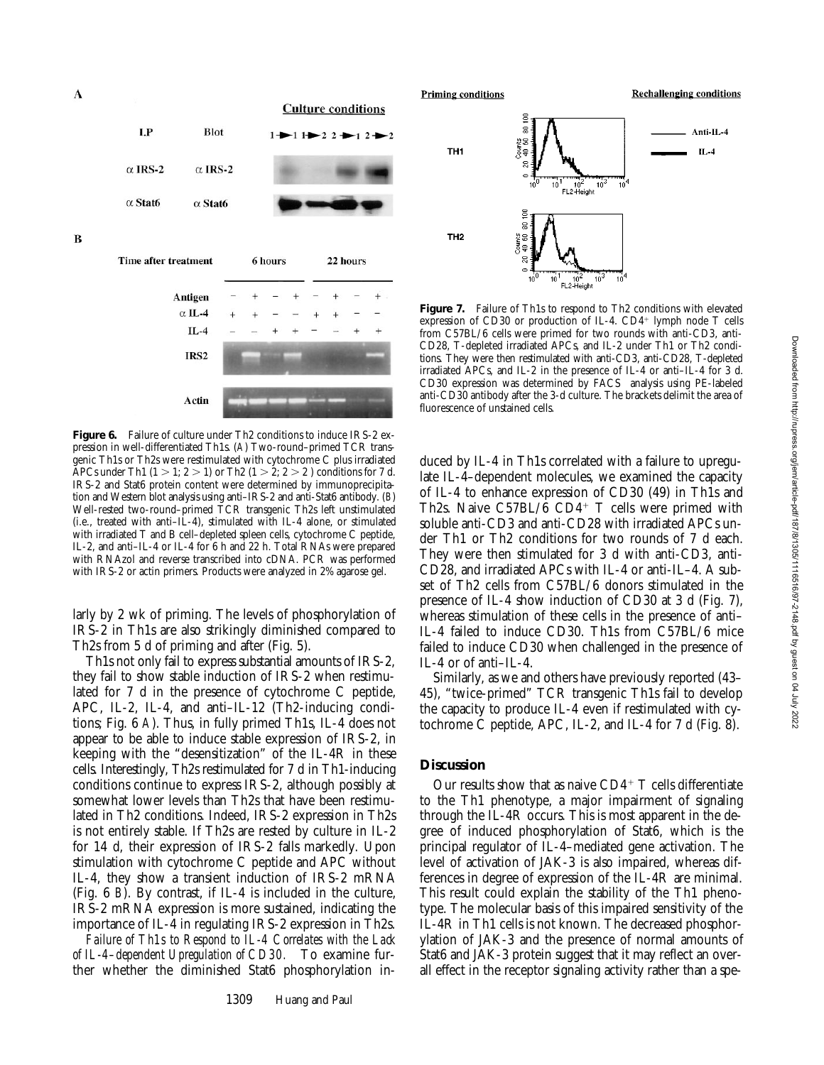**Figure 6.** Failure of culture under Th2 conditions to induce IRS-2 expression in well-differentiated Th1s. (*A*) Two-round–primed TCR transgenic Th1s or Th2s were restimulated with cytochrome C plus irradiated APCs under Th1 (1 > 1; 2 > 1) or Th2 (1 > 2; 2 > 2) conditions for 7 d. IRS-2 and Stat6 protein content were determined by immunoprecipitation and Western blot analysis using anti–IRS-2 and anti-Stat6 antibody. (*B*) Well-rested two-round–primed TCR transgenic Th2s left unstimulated (i.e., treated with anti–IL-4), stimulated with IL-4 alone, or stimulated with irradiated T and B cell–depleted spleen cells, cytochrome C peptide, IL-2, and anti–IL-4 or IL-4 for 6 h and 22 h. Total RNAs were prepared with RNAzol and reverse transcribed into cDNA. PCR was performed with IRS-2 or actin primers. Products were analyzed in 2% agarose gel.

**Figure 7.** Failure of Th1s to respond to Th2 conditions with elevated expression of CD30 or production of IL-4. $CD4^+$ lymph node T cells from C57BL/6 cells were primed for two rounds with anti-CD3, anti-CD28, T-depleted irradiated APCs, and IL-2 under Th1 or Th2 conditions. They were then restimulated with anti-CD3, anti-CD28, T-depleted irradiated APCs, and IL-2 in the presence of IL-4 or anti–IL-4 for 3 d. CD30 expression was determined by FACS® analysis using PE-labeled anti-CD30 antibody after the 3-d culture. The brackets delimit the area of fluorescence of unstained cells.

larly by 2 wk of priming. The levels of phosphorylation of IRS-2 in Th1s are also strikingly diminished compared to Th2s from 5 d of priming and after (Fig. 5).

Th1s not only fail to express substantial amounts of IRS-2, they fail to show stable induction of IRS-2 when restimulated for 7 d in the presence of cytochrome C peptide, APC, IL-2, IL-4, and anti–IL-12 (Th2-inducing conditions; Fig. 6 *A*). Thus, in fully primed Th1s, IL-4 does not appear to be able to induce stable expression of IRS-2, in keeping with the "desensitization" of the IL-4R in these cells. Interestingly, Th2s restimulated for 7 d in Th1-inducing conditions continue to express IRS-2, although possibly at somewhat lower levels than Th2s that have been restimulated in Th2 conditions. Indeed, IRS-2 expression in Th2s is not entirely stable. If Th2s are rested by culture in IL-2 for 14 d, their expression of IRS-2 falls markedly. Upon stimulation with cytochrome C peptide and APC without IL-4, they show a transient induction of IRS-2 mRNA (Fig. 6 *B*). By contrast, if IL-4 is included in the culture, IRS-2 mRNA expression is more sustained, indicating the importance of IL-4 in regulating IRS-2 expression in Th2s.

*Failure of Th1s to Respond to IL-4 Correlates with the Lack of IL-4–dependent Upregulation of CD30.* To examine further whether the diminished Stat6 phosphorylation induced by IL-4 in Th1s correlated with a failure to upregulate IL-4–dependent molecules, we examined the capacity of IL-4 to enhance expression of CD30 (49) in Th1s and Th2s. Naive C57BL/6 $CD4^+$ T cells were primed with soluble anti-CD3 and anti-CD28 with irradiated APCs under Th1 or Th2 conditions for two rounds of 7 d each. They were then stimulated for 3 d with anti-CD3, anti-CD28, and irradiated APCs with IL-4 or anti–IL-4. A subset of Th2 cells from C57BL/6 donors stimulated in the presence of IL-4 show induction of CD30 at 3 d (Fig. 7), whereas stimulation of these cells in the presence of anti–IL-4 failed to induce CD30. Th1s from C57BL/6 mice failed to induce CD30 when challenged in the presence of IL-4 or of anti–IL-4.

Similarly, as we and others have previously reported (43–45), "twice-primed" TCR transgenic Th1s fail to develop the capacity to produce IL-4 even if restimulated with cytochrome C peptide, APC, IL-2, and IL-4 for 7 d (Fig. 8).

## Discussion

Our results show that as naive $CD4^+$ T cells differentiate to the Th1 phenotype, a major impairment of signaling through the IL-4R occurs. This is most apparent in the degree of induced phosphorylation of Stat6, which is the principal regulator of IL-4–mediated gene activation. The level of activation of JAK-3 is also impaired, whereas differences in degree of expression of the IL-4R are minimal. This result could explain the stability of the Th1 phenotype. The molecular basis of this impaired sensitivity of the IL-4R in Th1 cells is not known. The decreased phosphorylation of JAK-3 and the presence of normal amounts of Stat6 and JAK-3 protein suggest that it may reflect an overall effect in the receptor signaling activity rather than a spe-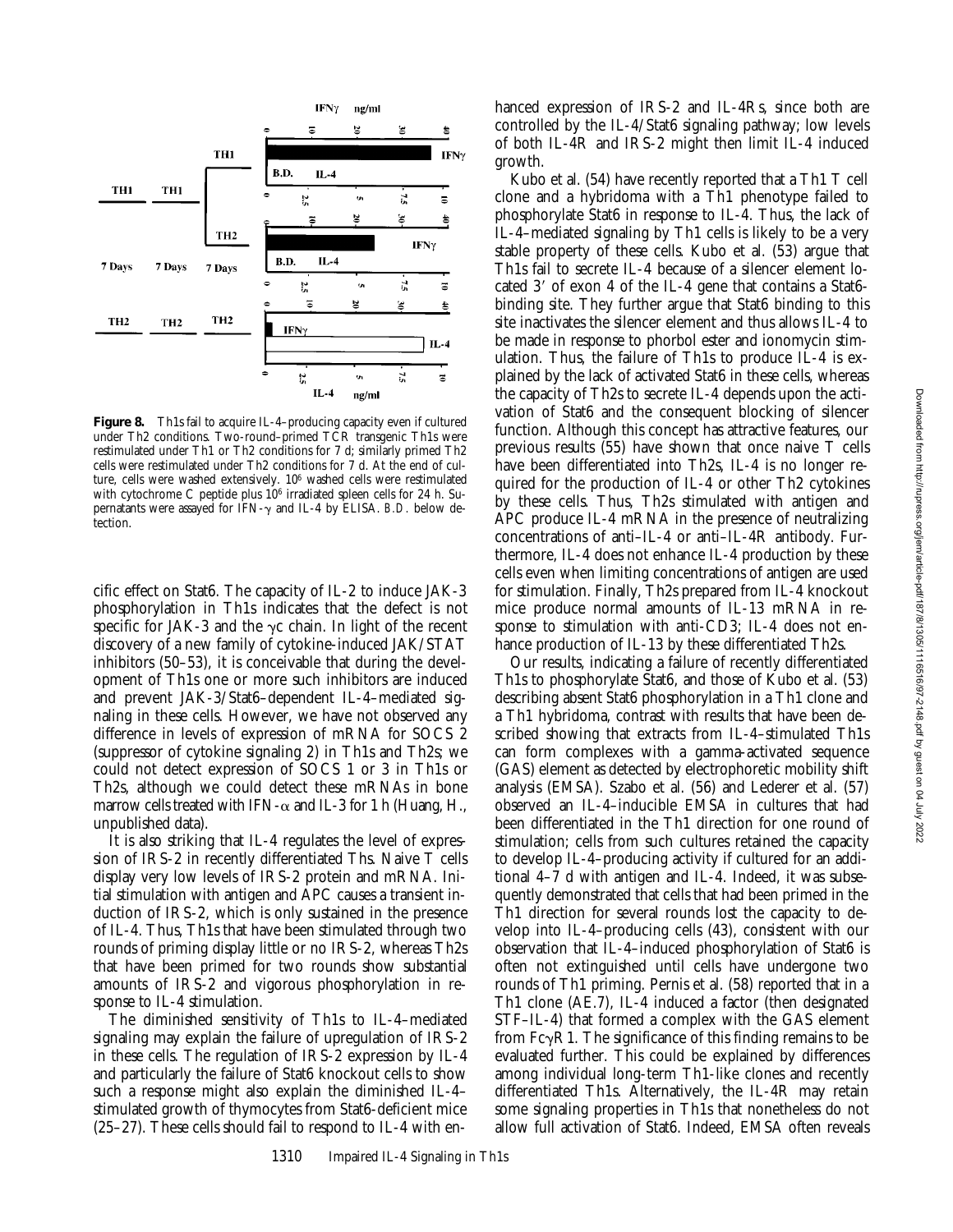**Figure 8.** Th1s fail to acquire IL-4–producing capacity even if cultured under Th2 conditions. Two-round–primed TCR transgenic Th1s were restimulated under Th1 or Th2 conditions for 7 d; similarly primed Th2 cells were restimulated under Th2 conditions for 7 d. At the end of culture, cells were washed extensively. $10^6$ washed cells were restimulated with cytochrome C peptide plus $10^6$ irradiated spleen cells for 24 h. Supernatants were assayed for IFN-γ and IL-4 by ELISA. *B.D.* below detection.

cific effect on Stat6. The capacity of IL-2 to induce JAK-3 phosphorylation in Th1s indicates that the defect is not specific for JAK-3 and the γc chain. In light of the recent discovery of a new family of cytokine-induced JAK/STAT inhibitors (50–53), it is conceivable that during the development of Th1s one or more such inhibitors are induced and prevent JAK-3/Stat6–dependent IL-4–mediated signaling in these cells. However, we have not observed any difference in levels of expression of mRNA for SOCS 2 (suppressor of cytokine signaling 2) in Th1s and Th2s; we could not detect expression of SOCS 1 or 3 in Th1s or Th2s, although we could detect these mRNAs in bone marrow cells treated with IFN-α and IL-3 for 1 h (Huang, H., unpublished data).

It is also striking that IL-4 regulates the level of expression of IRS-2 in recently differentiated Ths. Naive T cells display very low levels of IRS-2 protein and mRNA. Initial stimulation with antigen and APC causes a transient induction of IRS-2, which is only sustained in the presence of IL-4. Thus, Th1s that have been stimulated through two rounds of priming display little or no IRS-2, whereas Th2s that have been primed for two rounds show substantial amounts of IRS-2 and vigorous phosphorylation in response to IL-4 stimulation.

The diminished sensitivity of Th1s to IL-4–mediated signaling may explain the failure of upregulation of IRS-2 in these cells. The regulation of IRS-2 expression by IL-4 and particularly the failure of Stat6 knockout cells to show such a response might also explain the diminished IL-4–stimulated growth of thymocytes from Stat6-deficient mice (25–27). These cells should fail to respond to IL-4 with enhanced expression of IRS-2 and IL-4Rs, since both are controlled by the IL-4/Stat6 signaling pathway; low levels of both IL-4R and IRS-2 might then limit IL-4 induced growth.

Kubo et al. (54) have recently reported that a Th1 T cell clone and a hybridoma with a Th1 phenotype failed to phosphorylate Stat6 in response to IL-4. Thus, the lack of IL-4–mediated signaling by Th1 cells is likely to be a very stable property of these cells. Kubo et al. (53) argue that Th1s fail to secrete IL-4 because of a silencer element located 3′ of exon 4 of the IL-4 gene that contains a Stat6-binding site. They further argue that Stat6 binding to this site inactivates the silencer element and thus allows IL-4 to be made in response to phorbol ester and ionomycin stimulation. Thus, the failure of Th1s to produce IL-4 is explained by the lack of activated Stat6 in these cells, whereas the capacity of Th2s to secrete IL-4 depends upon the activation of Stat6 and the consequent blocking of silencer function. Although this concept has attractive features, our previous results (55) have shown that once naive T cells have been differentiated into Th2s, IL-4 is no longer required for the production of IL-4 or other Th2 cytokines by these cells. Thus, Th2s stimulated with antigen and APC produce IL-4 mRNA in the presence of neutralizing concentrations of anti–IL-4 or anti–IL-4R antibody. Furthermore, IL-4 does not enhance IL-4 production by these cells even when limiting concentrations of antigen are used for stimulation. Finally, Th2s prepared from IL-4 knockout mice produce normal amounts of IL-13 mRNA in response to stimulation with anti-CD3; IL-4 does not enhance production of IL-13 by these differentiated Th2s.

Our results, indicating a failure of recently differentiated Th1s to phosphorylate Stat6, and those of Kubo et al. (53) describing absent Stat6 phosphorylation in a Th1 clone and a Th1 hybridoma, contrast with results that have been described showing that extracts from IL-4–stimulated Th1s can form complexes with a gamma-activated sequence (GAS) element as detected by electrophoretic mobility shift analysis (EMSA). Szabo et al. (56) and Lederer et al. (57) observed an IL-4–inducible EMSA in cultures that had been differentiated in the Th1 direction for one round of stimulation; cells from such cultures retained the capacity to develop IL-4–producing activity if cultured for an additional 4–7 d with antigen and IL-4. Indeed, it was subsequently demonstrated that cells that had been primed in the Th1 direction for several rounds lost the capacity to develop into IL-4–producing cells (43), consistent with our observation that IL-4–induced phosphorylation of Stat6 is often not extinguished until cells have undergone two rounds of Th1 priming. Pernis et al. (58) reported that in a Th1 clone (AE.7), IL-4 induced a factor (then designated STF–IL-4) that formed a complex with the GAS element from FcγR1. The significance of this finding remains to be evaluated further. This could be explained by differences among individual long-term Th1-like clones and recently differentiated Th1s. Alternatively, the IL-4R may retain some signaling properties in Th1s that nonetheless do not allow full activation of Stat6. Indeed, EMSA often reveals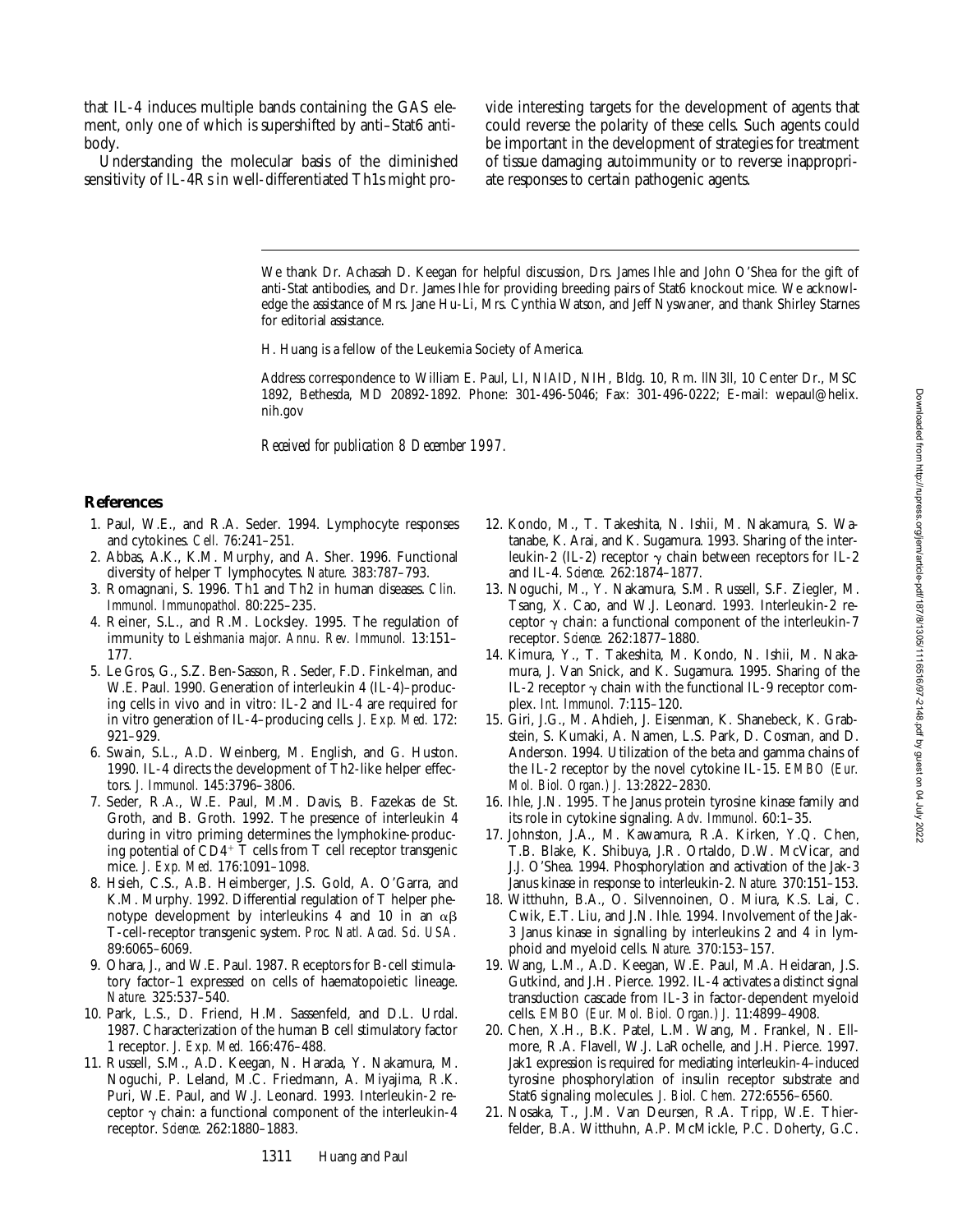that IL-4 induces multiple bands containing the GAS element, only one of which is supershifted by anti–Stat6 antibody.

Understanding the molecular basis of the diminished sensitivity of IL-4Rs in well-differentiated Th1s might provide interesting targets for the development of agents that could reverse the polarity of these cells. Such agents could be important in the development of strategies for treatment of tissue damaging autoimmunity or to reverse inappropriate responses to certain pathogenic agents.

---

We thank Dr. Achasah D. Keegan for helpful discussion, Drs. James Ihle and John O'Shea for the gift of anti-Stat antibodies, and Dr. James Ihle for providing breeding pairs of Stat6 knockout mice. We acknowledge the assistance of Mrs. Jane Hu-Li, Mrs. Cynthia Watson, and Jeff Nyswaner, and thank Shirley Starnes for editorial assistance.

H. Huang is a fellow of the Leukemia Society of America.

Address correspondence to William E. Paul, LI, NIAID, NIH, Bldg. 10, Rm. llN3ll, 10 Center Dr., MSC 1892, Bethesda, MD 20892-1892. Phone: 301-496-5046; Fax: 301-496-0222; E-mail: wepaul@helix.nih.gov

*Received for publication 8 December 1997.*

## References

1. Paul, W.E., and R.A. Seder. 1994. Lymphocyte responses and cytokines. *Cell.* 76:241–251.
2. Abbas, A.K., K.M. Murphy, and A. Sher. 1996. Functional diversity of helper T lymphocytes. *Nature.* 383:787–793.
3. Romagnani, S. 1996. Th1 and Th2 in human diseases. *Clin. Immunol. Immunopathol.* 80:225–235.
4. Reiner, S.L., and R.M. Locksley. 1995. The regulation of immunity to *Leishmania major*. *Annu. Rev. Immunol.* 13:151–177.
5. Le Gros, G., S.Z. Ben-Sasson, R. Seder, F.D. Finkelman, and W.E. Paul. 1990. Generation of interleukin 4 (IL-4)–producing cells in vivo and in vitro: IL-2 and IL-4 are required for in vitro generation of IL-4–producing cells. *J. Exp. Med.* 172: 921–929.
6. Swain, S.L., A.D. Weinberg, M. English, and G. Huston. 1990. IL-4 directs the development of Th2-like helper effectors. *J. Immunol.* 145:3796–3806.
7. Seder, R.A., W.E. Paul, M.M. Davis, B. Fazekas de St. Groth, and B. Groth. 1992. The presence of interleukin 4 during in vitro priming determines the lymphokine-producing potential of $CD4^+$ T cells from T cell receptor transgenic mice. *J. Exp. Med.* 176:1091–1098.
8. Hsieh, C.S., A.B. Heimberger, J.S. Gold, A. O'Garra, and K.M. Murphy. 1992. Differential regulation of T helper phenotype development by interleukins 4 and 10 in an $\alpha\beta$ T-cell-receptor transgenic system. *Proc. Natl. Acad. Sci. USA.* 89:6065–6069.
9. Ohara, J., and W.E. Paul. 1987. Receptors for B-cell stimulatory factor–1 expressed on cells of haematopoietic lineage. *Nature.* 325:537–540.
10. Park, L.S., D. Friend, H.M. Sassenfeld, and D.L. Urdal. 1987. Characterization of the human B cell stimulatory factor 1 receptor. *J. Exp. Med.* 166:476–488.
11. Russell, S.M., A.D. Keegan, N. Harada, Y. Nakamura, M. Noguchi, P. Leland, M.C. Friedmann, A. Miyajima, R.K. Puri, W.E. Paul, and W.J. Leonard. 1993. Interleukin-2 receptor $\gamma$ chain: a functional component of the interleukin-4 receptor. *Science.* 262:1880–1883.
12. Kondo, M., T. Takeshita, N. Ishii, M. Nakamura, S. Watanabe, K. Arai, and K. Sugamura. 1993. Sharing of the interleukin-2 (IL-2) receptor $\gamma$ chain between receptors for IL-2 and IL-4. *Science.* 262:1874–1877.
13. Noguchi, M., Y. Nakamura, S.M. Russell, S.F. Ziegler, M. Tsang, X. Cao, and W.J. Leonard. 1993. Interleukin-2 receptor $\gamma$ chain: a functional component of the interleukin-7 receptor. *Science.* 262:1877–1880.
14. Kimura, Y., T. Takeshita, M. Kondo, N. Ishii, M. Nakamura, J. Van Snick, and K. Sugamura. 1995. Sharing of the IL-2 receptor $\gamma$ chain with the functional IL-9 receptor complex. *Int. Immunol.* 7:115–120.
15. Giri, J.G., M. Ahdieh, J. Eisenman, K. Shanebeck, K. Grabstein, S. Kumaki, A. Namen, L.S. Park, D. Cosman, and D. Anderson. 1994. Utilization of the beta and gamma chains of the IL-2 receptor by the novel cytokine IL-15. *EMBO (Eur. Mol. Biol. Organ.) J.* 13:2822–2830.
16. Ihle, J.N. 1995. The Janus protein tyrosine kinase family and its role in cytokine signaling. *Adv. Immunol.* 60:1–35.
17. Johnston, J.A., M. Kawamura, R.A. Kirken, Y.Q. Chen, T.B. Blake, K. Shibuya, J.R. Ortaldo, D.W. McVicar, and J.J. O'Shea. 1994. Phosphorylation and activation of the Jak-3 Janus kinase in response to interleukin-2. *Nature.* 370:151–153.
18. Witthuhn, B.A., O. Silvennoinen, O. Miura, K.S. Lai, C. Cwik, E.T. Liu, and J.N. Ihle. 1994. Involvement of the Jak-3 Janus kinase in signalling by interleukins 2 and 4 in lymphoid and myeloid cells. *Nature.* 370:153–157.
19. Wang, L.M., A.D. Keegan, W.E. Paul, M.A. Heidaran, J.S. Gutkind, and J.H. Pierce. 1992. IL-4 activates a distinct signal transduction cascade from IL-3 in factor-dependent myeloid cells. *EMBO (Eur. Mol. Biol. Organ.) J.* 11:4899–4908.
20. Chen, X.H., B.K. Patel, L.M. Wang, M. Frankel, N. Ellmore, R.A. Flavell, W.J. LaRochelle, and J.H. Pierce. 1997. Jak1 expression is required for mediating interleukin-4–induced tyrosine phosphorylation of insulin receptor substrate and Stat6 signaling molecules. *J. Biol. Chem.* 272:6556–6560.
21. Nosaka, T., J.M. Van Deursen, R.A. Tripp, W.E. Thierfelder, B.A. Witthuhn, A.P. McMickle, P.C. Doherty, G.C.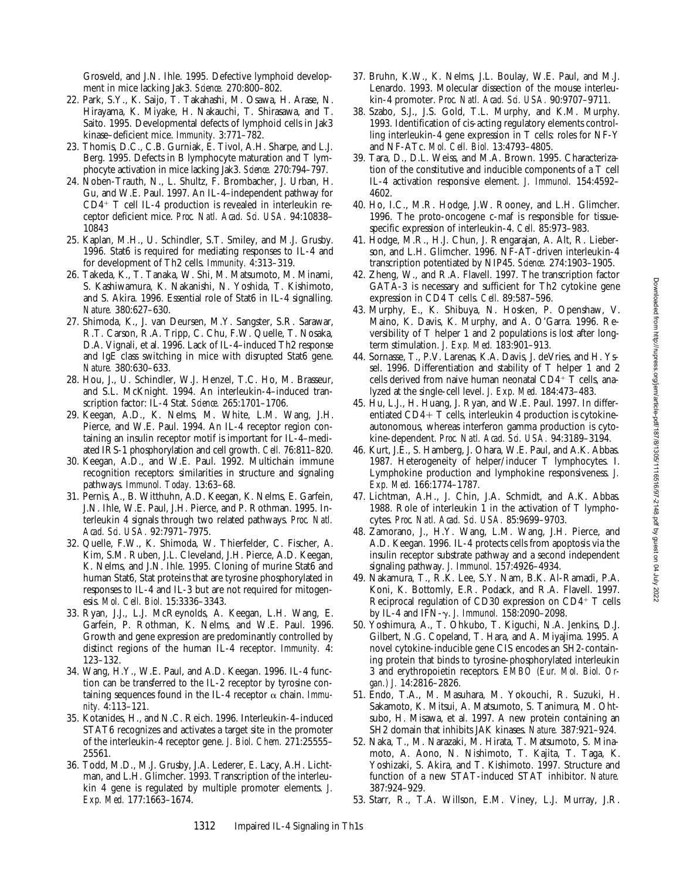Grosveld, and J.N. Ihle. 1995. Defective lymphoid development in mice lacking Jak3. *Science.* 270:800–802.

22. Park, S.Y., K. Saijo, T. Takahashi, M. Osawa, H. Arase, N. Hirayama, K. Miyake, H. Nakauchi, T. Shirasawa, and T. Saito. 1995. Developmental defects of lymphoid cells in Jak3 kinase–deficient mice. *Immunity.* 3:771–782.
23. Thomis, D.C., C.B. Gurniak, E. Tivol, A.H. Sharpe, and L.J. Berg. 1995. Defects in B lymphocyte maturation and T lymphocyte activation in mice lacking Jak3. *Science.* 270:794–797.
24. Noben-Trauth, N., L. Shultz, F. Brombacher, J. Urban, H. Gu, and W.E. Paul. 1997. An IL-4–independent pathway for $CD4^+$ T cell IL-4 production is revealed in interleukin receptor deficient mice. *Proc. Natl. Acad. Sci. USA.* 94:10838–10843
25. Kaplan, M.H., U. Schindler, S.T. Smiley, and M.J. Grusby. 1996. Stat6 is required for mediating responses to IL-4 and for development of Th2 cells. *Immunity.* 4:313–319.
26. Takeda, K., T. Tanaka, W. Shi, M. Matsumoto, M. Minami, S. Kashiwamura, K. Nakanishi, N. Yoshida, T. Kishimoto, and S. Akira. 1996. Essential role of Stat6 in IL-4 signalling. *Nature.* 380:627–630.
27. Shimoda, K., J. van Deursen, M.Y. Sangster, S.R. Sarawar, R.T. Carson, R.A. Tripp, C. Chu, F.W. Quelle, T. Nosaka, D.A. Vignali, et al. 1996. Lack of IL-4–induced Th2 response and IgE class switching in mice with disrupted Stat6 gene. *Nature.* 380:630–633.
28. Hou, J., U. Schindler, W.J. Henzel, T.C. Ho, M. Brasseur, and S.L. McKnight. 1994. An interleukin-4–induced transcription factor: IL-4 Stat. *Science.* 265:1701–1706.
29. Keegan, A.D., K. Nelms, M. White, L.M. Wang, J.H. Pierce, and W.E. Paul. 1994. An IL-4 receptor region containing an insulin receptor motif is important for IL-4–mediated IRS-1 phosphorylation and cell growth. *Cell.* 76:811–820.
30. Keegan, A.D., and W.E. Paul. 1992. Multichain immune recognition receptors: similarities in structure and signaling pathways. *Immunol. Today.* 13:63–68.
31. Pernis, A., B. Witthuhn, A.D. Keegan, K. Nelms, E. Garfein, J.N. Ihle, W.E. Paul, J.H. Pierce, and P. Rothman. 1995. Interleukin 4 signals through two related pathways. *Proc. Natl. Acad. Sci. USA.* 92:7971–7975.
32. Quelle, F.W., K. Shimoda, W. Thierfelder, C. Fischer, A. Kim, S.M. Ruben, J.L. Cleveland, J.H. Pierce, A.D. Keegan, K. Nelms, and J.N. Ihle. 1995. Cloning of murine Stat6 and human Stat6, Stat proteins that are tyrosine phosphorylated in responses to IL-4 and IL-3 but are not required for mitogenesis. *Mol. Cell. Biol.* 15:3336–3343.
33. Ryan, J.J., L.J. McReynolds, A. Keegan, L.H. Wang, E. Garfein, P. Rothman, K. Nelms, and W.E. Paul. 1996. Growth and gene expression are predominantly controlled by distinct regions of the human IL-4 receptor. *Immunity.* 4:123–132.
34. Wang, H.Y., W.E. Paul, and A.D. Keegan. 1996. IL-4 function can be transferred to the IL-2 receptor by tyrosine containing sequences found in the IL-4 receptor α chain. *Immunity.* 4:113–121.
35. Kotanides, H., and N.C. Reich. 1996. Interleukin-4–induced STAT6 recognizes and activates a target site in the promoter of the interleukin-4 receptor gene. *J. Biol. Chem.* 271:25555–25561.
36. Todd, M.D., M.J. Grusby, J.A. Lederer, E. Lacy, A.H. Lichtman, and L.H. Glimcher. 1993. Transcription of the interleukin 4 gene is regulated by multiple promoter elements. *J. Exp. Med.* 177:1663–1674.
37. Bruhn, K.W., K. Nelms, J.L. Boulay, W.E. Paul, and M.J. Lenardo. 1993. Molecular dissection of the mouse interleukin-4 promoter. *Proc. Natl. Acad. Sci. USA.* 90:9707–9711.
38. Szabo, S.J., J.S. Gold, T.L. Murphy, and K.M. Murphy. 1993. Identification of cis-acting regulatory elements controlling interleukin-4 gene expression in T cells: roles for NF-Y and NF-ATc. *Mol. Cell. Biol.* 13:4793–4805.
39. Tara, D., D.L. Weiss, and M.A. Brown. 1995. Characterization of the constitutive and inducible components of a T cell IL-4 activation responsive element. *J. Immunol.* 154:4592–4602.
40. Ho, I.C., M.R. Hodge, J.W. Rooney, and L.H. Glimcher. 1996. The proto-oncogene c-maf is responsible for tissue-specific expression of interleukin-4. *Cell.* 85:973–983.
41. Hodge, M.R., H.J. Chun, J. Rengarajan, A. Alt, R. Lieberson, and L.H. Glimcher. 1996. NF-AT-driven interleukin-4 transcription potentiated by NIP45. *Science.* 274:1903–1905.
42. Zheng, W., and R.A. Flavell. 1997. The transcription factor GATA-3 is necessary and sufficient for Th2 cytokine gene expression in CD4 T cells. *Cell.* 89:587–596.
43. Murphy, E., K. Shibuya, N. Hosken, P. Openshaw, V. Maino, K. Davis, K. Murphy, and A. O'Garra. 1996. Reversibility of T helper 1 and 2 populations is lost after long-term stimulation. *J. Exp. Med.* 183:901–913.
44. Sornasse, T., P.V. Larenas, K.A. Davis, J. deVries, and H. Yssel. 1996. Differentiation and stability of T helper 1 and 2 cells derived from naive human neonatal $CD4^+$ T cells, analyzed at the single-cell level. *J. Exp. Med.* 184:473–483.
45. Hu, L.J., H. Huang, J. Ryan, and W.E. Paul. 1997. In differentiated CD4+ T cells, interleukin 4 production is cytokine-autonomous, whereas interferon gamma production is cytokine-dependent. *Proc. Natl. Acad. Sci. USA.* 94:3189–3194.
46. Kurt, J.E., S. Hamberg, J. Ohara, W.E. Paul, and A.K. Abbas. 1987. Heterogeneity of helper/inducer T lymphocytes. I. Lymphokine production and lymphokine responsiveness. *J. Exp. Med.* 166:1774–1787.
47. Lichtman, A.H., J. Chin, J.A. Schmidt, and A.K. Abbas. 1988. Role of interleukin 1 in the activation of T lymphocytes. *Proc. Natl. Acad. Sci. USA.* 85:9699–9703.
48. Zamorano, J., H.Y. Wang, L.M. Wang, J.H. Pierce, and A.D. Keegan. 1996. IL-4 protects cells from apoptosis via the insulin receptor substrate pathway and a second independent signaling pathway. *J. Immunol.* 157:4926–4934.
49. Nakamura, T., R.K. Lee, S.Y. Nam, B.K. Al-Ramadi, P.A. Koni, K. Bottomly, E.R. Podack, and R.A. Flavell. 1997. Reciprocal regulation of CD30 expression on $CD4^+$ T cells by IL-4 and IFN-γ. *J. Immunol.* 158:2090–2098.
50. Yoshimura, A., T. Ohkubo, T. Kiguchi, N.A. Jenkins, D.J. Gilbert, N.G. Copeland, T. Hara, and A. Miyajima. 1995. A novel cytokine-inducible gene CIS encodes an SH2-containing protein that binds to tyrosine-phosphorylated interleukin 3 and erythropoietin receptors. *EMBO (Eur. Mol. Biol. Organ.) J.* 14:2816–2826.
51. Endo, T.A., M. Masuhara, M. Yokouchi, R. Suzuki, H. Sakamoto, K. Mitsui, A. Matsumoto, S. Tanimura, M. Ohtsubo, H. Misawa, et al. 1997. A new protein containing an SH2 domain that inhibits JAK kinases. *Nature.* 387:921–924.
52. Naka, T., M. Narazaki, M. Hirata, T. Matsumoto, S. Minamoto, A. Aono, N. Nishimoto, T. Kajita, T. Taga, K. Yoshizaki, S. Akira, and T. Kishimoto. 1997. Structure and function of a new STAT-induced STAT inhibitor. *Nature.* 387:924–929.
53. Starr, R., T.A. Willson, E.M. Viney, L.J. Murray, J.R.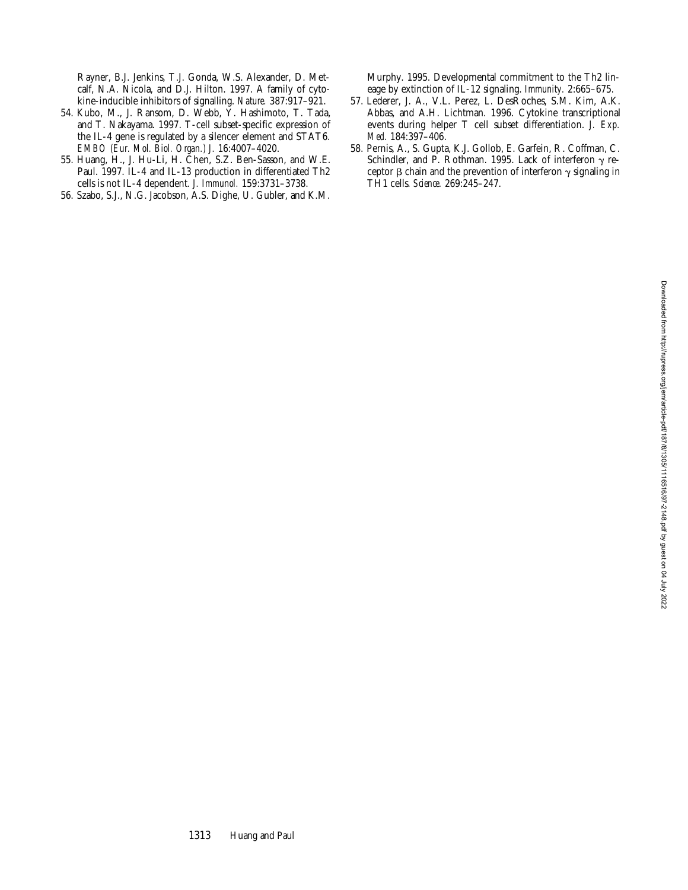Rayner, B.J. Jenkins, T.J. Gonda, W.S. Alexander, D. Metcalf, N.A. Nicola, and D.J. Hilton. 1997. A family of cytokine-inducible inhibitors of signalling. *Nature.* 387:917–921.

54. Kubo, M., J. Ransom, D. Webb, Y. Hashimoto, T. Tada, and T. Nakayama. 1997. T-cell subset-specific expression of the IL-4 gene is regulated by a silencer element and STAT6. *EMBO (Eur. Mol. Biol. Organ.) J.* 16:4007–4020.
55. Huang, H., J. Hu-Li, H. Chen, S.Z. Ben-Sasson, and W.E. Paul. 1997. IL-4 and IL-13 production in differentiated Th2 cells is not IL-4 dependent. *J. Immunol.* 159:3731–3738.
56. Szabo, S.J., N.G. Jacobson, A.S. Dighe, U. Gubler, and K.M. Murphy. 1995. Developmental commitment to the Th2 lineage by extinction of IL-12 signaling. *Immunity.* 2:665–675.
57. Lederer, J. A., V.L. Perez, L. DesRoches, S.M. Kim, A.K. Abbas, and A.H. Lichtman. 1996. Cytokine transcriptional events during helper T cell subset differentiation. *J. Exp. Med.* 184:397–406.
58. Pernis, A., S. Gupta, K.J. Gollob, E. Garfein, R. Coffman, C. Schindler, and P. Rothman. 1995. Lack of interferon $\gamma$ receptor $\beta$ chain and the prevention of interferon $\gamma$ signaling in TH1 cells. *Science.* 269:245–247.